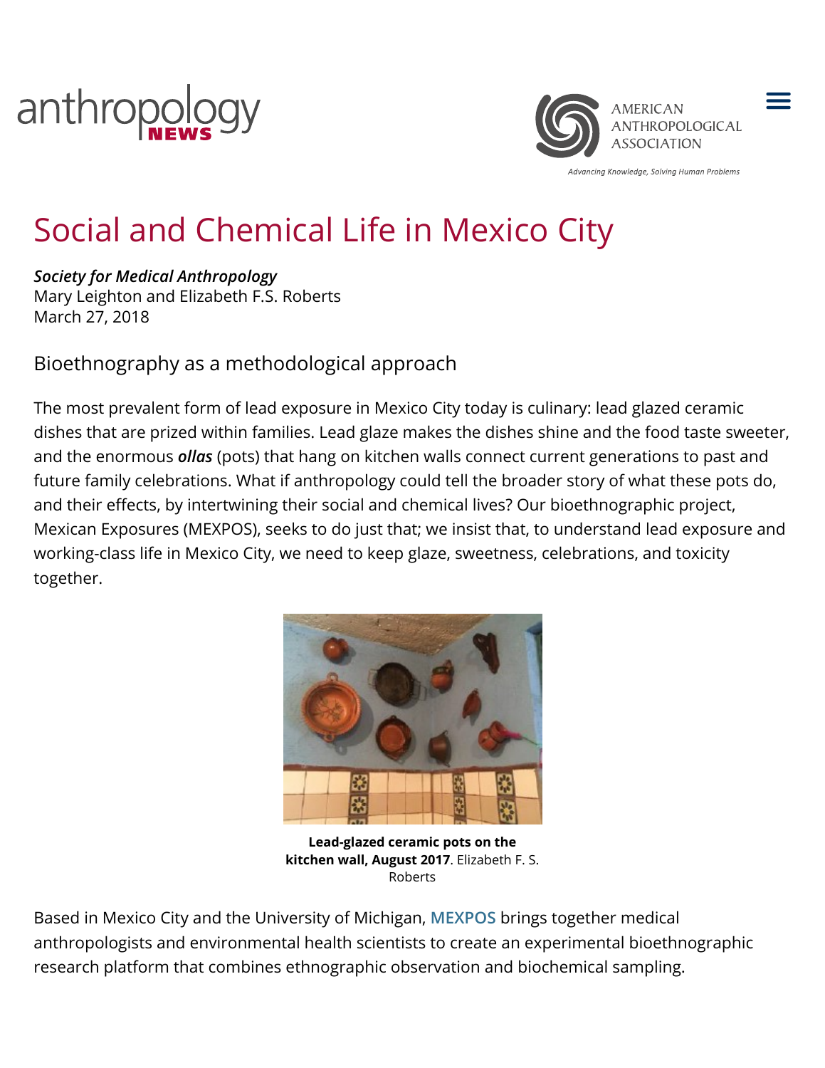# Social and Chemical Life in Mexico City

***Society for Medical Anthropology***
Mary Leighton and Elizabeth F.S. Roberts
March 27, 2018

## Bioethnography as a methodological approach

The most prevalent form of lead exposure in Mexico City today is culinary: lead glazed ceramic dishes that are prized within families. Lead glaze makes the dishes shine and the food taste sweeter, and the enormous ***ollas*** (pots) that hang on kitchen walls connect current generations to past and future family celebrations. What if anthropology could tell the broader story of what these pots do, and their effects, by intertwining their social and chemical lives? Our bioethnographic project, Mexican Exposures (MEXPOS), seeks to do just that; we insist that, to understand lead exposure and working-class life in Mexico City, we need to keep glaze, sweetness, celebrations, and toxicity together.

**Lead-glazed ceramic pots on the kitchen wall, August 2017**. Elizabeth F. S. Roberts

Based in Mexico City and the University of Michigan, MEXPOS brings together medical anthropologists and environmental health scientists to create an experimental bioethnographic research platform that combines ethnographic observation and biochemical sampling.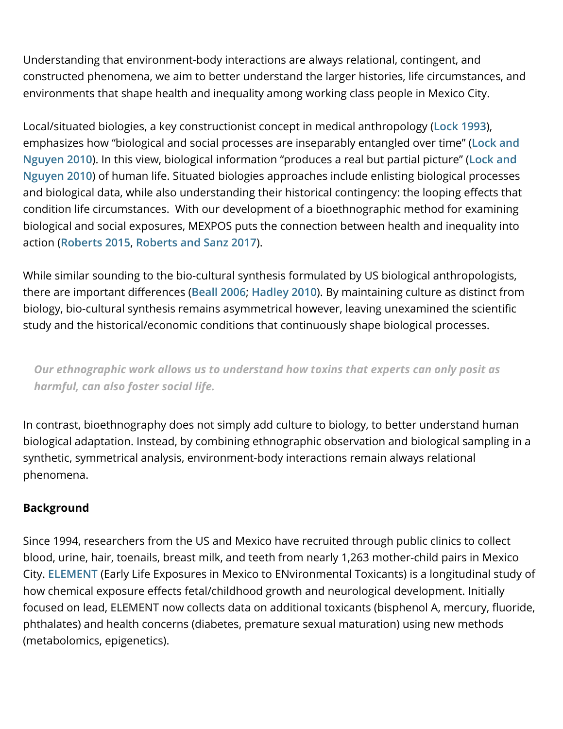Understanding that environment-body interactions are always relational, contingent, and constructed phenomena, we aim to better understand the larger histories, life circumstances, and environments that shape health and inequality among working class people in Mexico City.

Local/situated biologies, a key constructionist concept in medical anthropology (Lock 1993), emphasizes how "biological and social processes are inseparably entangled over time" (Lock and Nguyen 2010). In this view, biological information "produces a real but partial picture" (Lock and Nguyen 2010) of human life. Situated biologies approaches include enlisting biological processes and biological data, while also understanding their historical contingency: the looping effects that condition life circumstances.  With our development of a bioethnographic method for examining biological and social exposures, MEXPOS puts the connection between health and inequality into action (Roberts 2015, Roberts and Sanz 2017).

While similar sounding to the bio-cultural synthesis formulated by US biological anthropologists, there are important differences (Beall 2006; Hadley 2010). By maintaining culture as distinct from biology, bio-cultural synthesis remains asymmetrical however, leaving unexamined the scientific study and the historical/economic conditions that continuously shape biological processes.

> ***Our ethnographic work allows us to understand how toxins that experts can only posit as harmful, can also foster social life.***

In contrast, bioethnography does not simply add culture to biology, to better understand human biological adaptation. Instead, by combining ethnographic observation and biological sampling in a synthetic, symmetrical analysis, environment-body interactions remain always relational phenomena.

**Background**

Since 1994, researchers from the US and Mexico have recruited through public clinics to collect blood, urine, hair, toenails, breast milk, and teeth from nearly 1,263 mother-child pairs in Mexico City. ELEMENT (Early Life Exposures in Mexico to ENvironmental Toxicants) is a longitudinal study of how chemical exposure effects fetal/childhood growth and neurological development. Initially focused on lead, ELEMENT now collects data on additional toxicants (bisphenol A, mercury, fluoride, phthalates) and health concerns (diabetes, premature sexual maturation) using new methods (metabolomics, epigenetics).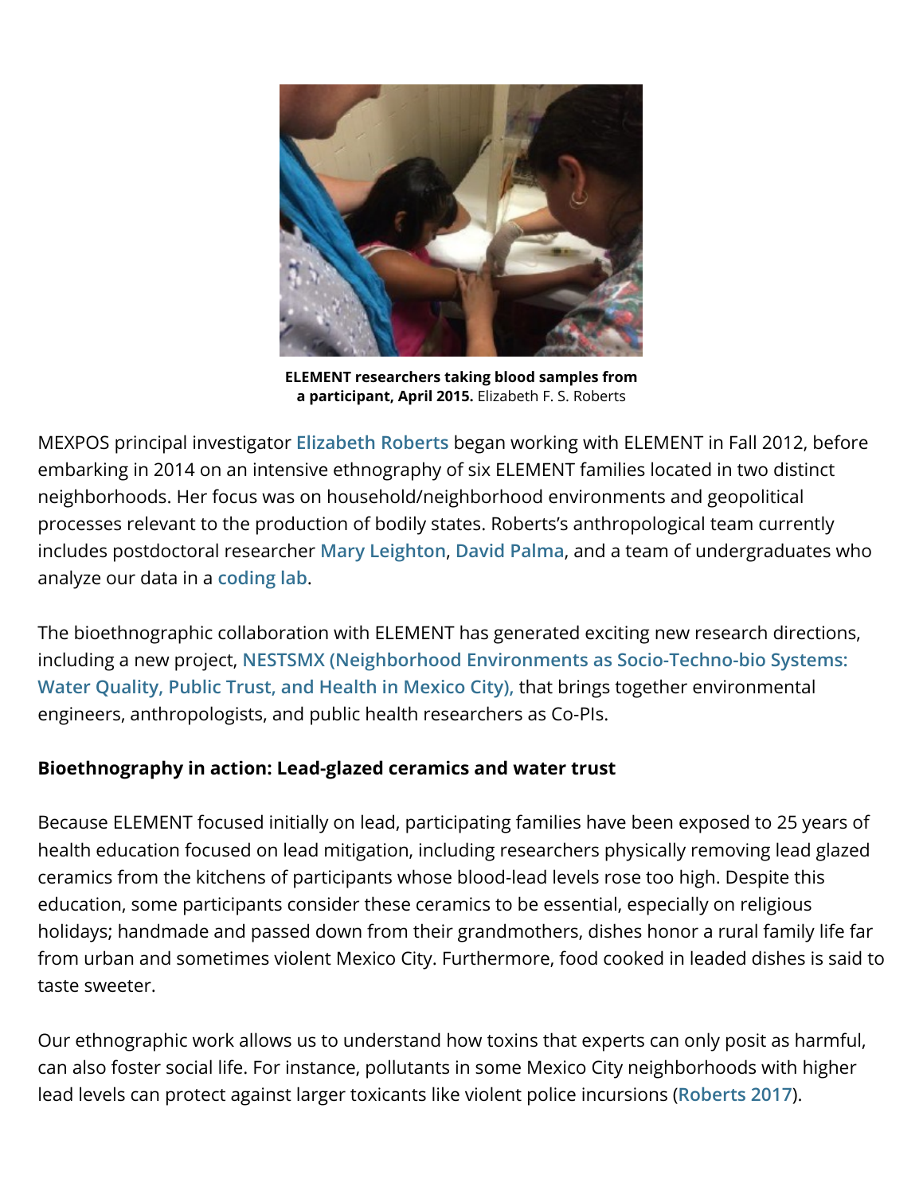**ELEMENT researchers taking blood samples from a participant, April 2015.** Elizabeth F. S. Roberts

MEXPOS principal investigator Elizabeth Roberts began working with ELEMENT in Fall 2012, before embarking in 2014 on an intensive ethnography of six ELEMENT families located in two distinct neighborhoods. Her focus was on household/neighborhood environments and geopolitical processes relevant to the production of bodily states. Roberts's anthropological team currently includes postdoctoral researcher Mary Leighton, David Palma, and a team of undergraduates who analyze our data in a coding lab.

The bioethnographic collaboration with ELEMENT has generated exciting new research directions, including a new project, NESTSMX (Neighborhood Environments as Socio-Techno-bio Systems: Water Quality, Public Trust, and Health in Mexico City), that brings together environmental engineers, anthropologists, and public health researchers as Co-PIs.

**Bioethnography in action: Lead-glazed ceramics and water trust**

Because ELEMENT focused initially on lead, participating families have been exposed to 25 years of health education focused on lead mitigation, including researchers physically removing lead glazed ceramics from the kitchens of participants whose blood-lead levels rose too high. Despite this education, some participants consider these ceramics to be essential, especially on religious holidays; handmade and passed down from their grandmothers, dishes honor a rural family life far from urban and sometimes violent Mexico City. Furthermore, food cooked in leaded dishes is said to taste sweeter.

Our ethnographic work allows us to understand how toxins that experts can only posit as harmful, can also foster social life. For instance, pollutants in some Mexico City neighborhoods with higher lead levels can protect against larger toxicants like violent police incursions (Roberts 2017).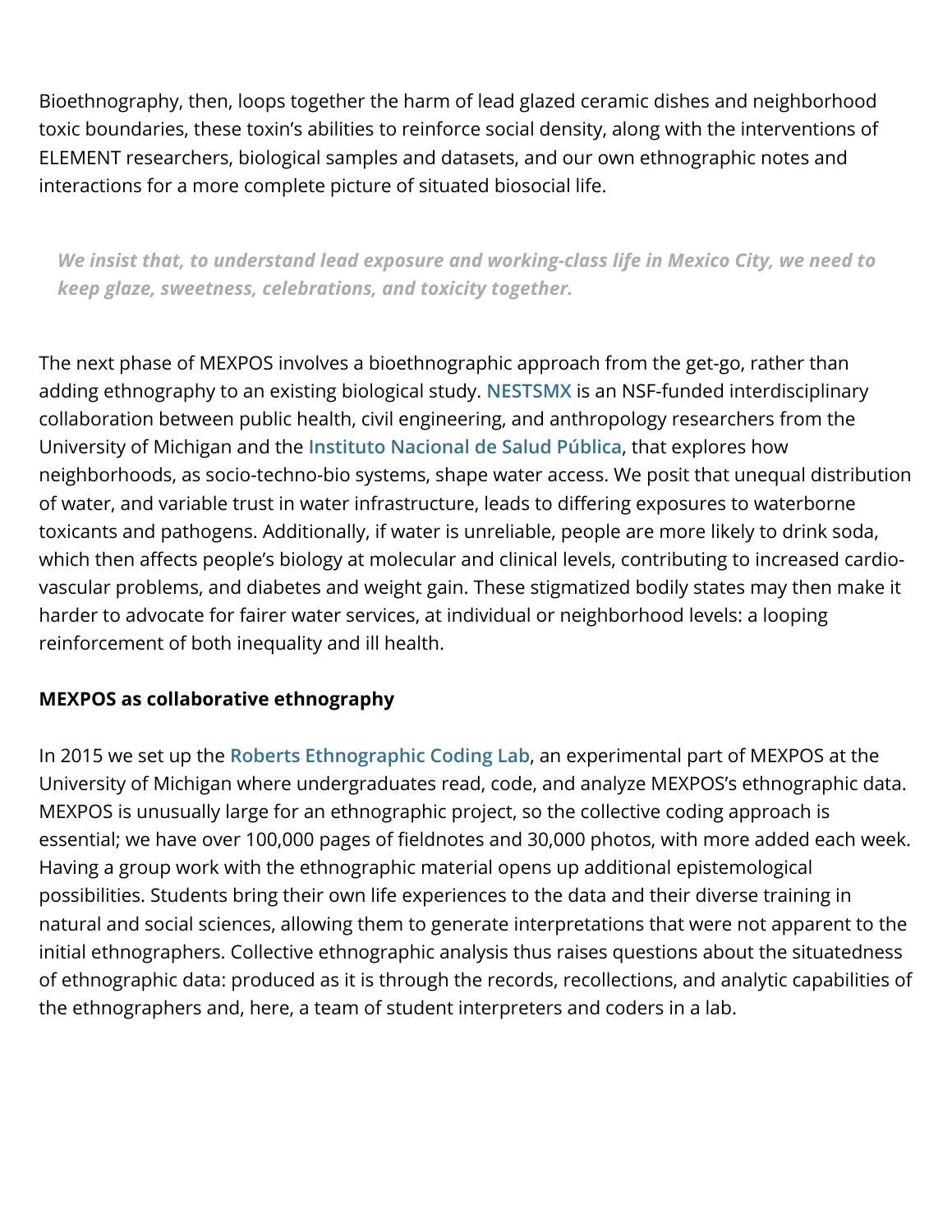Bioethnography, then, loops together the harm of lead glazed ceramic dishes and neighborhood toxic boundaries, these toxin's abilities to reinforce social density, along with the interventions of ELEMENT researchers, biological samples and datasets, and our own ethnographic notes and interactions for a more complete picture of situated biosocial life.

> ***We insist that, to understand lead exposure and working-class life in Mexico City, we need to keep glaze, sweetness, celebrations, and toxicity together.***

The next phase of MEXPOS involves a bioethnographic approach from the get-go, rather than adding ethnography to an existing biological study. **NESTSMX** is an NSF-funded interdisciplinary collaboration between public health, civil engineering, and anthropology researchers from the University of Michigan and the **Instituto Nacional de Salud Pública**, that explores how neighborhoods, as socio-techno-bio systems, shape water access. We posit that unequal distribution of water, and variable trust in water infrastructure, leads to differing exposures to waterborne toxicants and pathogens. Additionally, if water is unreliable, people are more likely to drink soda, which then affects people's biology at molecular and clinical levels, contributing to increased cardio-vascular problems, and diabetes and weight gain. These stigmatized bodily states may then make it harder to advocate for fairer water services, at individual or neighborhood levels: a looping reinforcement of both inequality and ill health.

**MEXPOS as collaborative ethnography**

In 2015 we set up the **Roberts Ethnographic Coding Lab**, an experimental part of MEXPOS at the University of Michigan where undergraduates read, code, and analyze MEXPOS's ethnographic data. MEXPOS is unusually large for an ethnographic project, so the collective coding approach is essential; we have over 100,000 pages of fieldnotes and 30,000 photos, with more added each week. Having a group work with the ethnographic material opens up additional epistemological possibilities. Students bring their own life experiences to the data and their diverse training in natural and social sciences, allowing them to generate interpretations that were not apparent to the initial ethnographers. Collective ethnographic analysis thus raises questions about the situatedness of ethnographic data: produced as it is through the records, recollections, and analytic capabilities of the ethnographers and, here, a team of student interpreters and coders in a lab.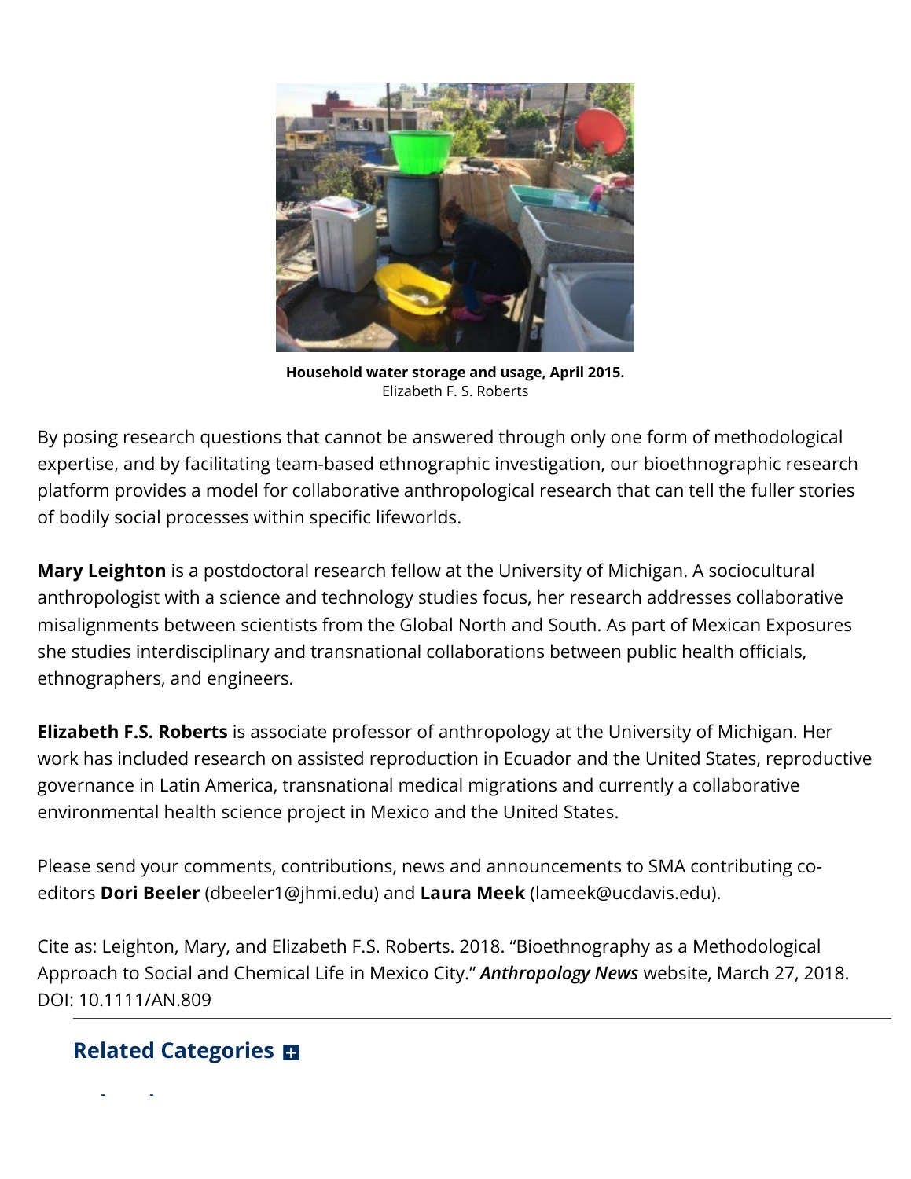**Household water storage and usage, April 2015.**
Elizabeth F. S. Roberts

By posing research questions that cannot be answered through only one form of methodological expertise, and by facilitating team-based ethnographic investigation, our bioethnographic research platform provides a model for collaborative anthropological research that can tell the fuller stories of bodily social processes within specific lifeworlds.

**Mary Leighton** is a postdoctoral research fellow at the University of Michigan. A sociocultural anthropologist with a science and technology studies focus, her research addresses collaborative misalignments between scientists from the Global North and South. As part of Mexican Exposures she studies interdisciplinary and transnational collaborations between public health officials, ethnographers, and engineers.

**Elizabeth F.S. Roberts** is associate professor of anthropology at the University of Michigan. Her work has included research on assisted reproduction in Ecuador and the United States, reproductive governance in Latin America, transnational medical migrations and currently a collaborative environmental health science project in Mexico and the United States.

Please send your comments, contributions, news and announcements to SMA contributing co-editors **Dori Beeler** (dbeeler1@jhmi.edu) and **Laura Meek** (lameek@ucdavis.edu).

Cite as: Leighton, Mary, and Elizabeth F.S. Roberts. 2018. "Bioethnography as a Methodological Approach to Social and Chemical Life in Mexico City." ***Anthropology News*** website, March 27, 2018. DOI: 10.1111/AN.809

## Related Categories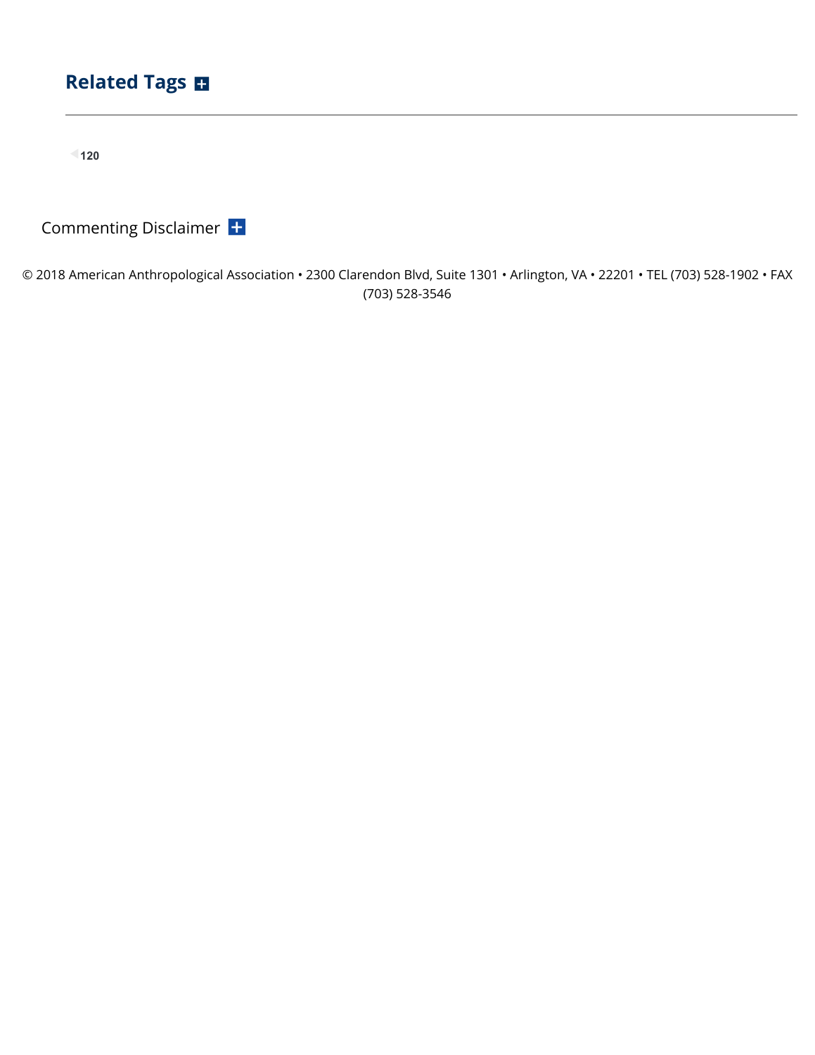## Related Tags

120

Commenting Disclaimer

© 2018 American Anthropological Association • 2300 Clarendon Blvd, Suite 1301 • Arlington, VA • 22201 • TEL (703) 528-1902 • FAX (703) 528-3546